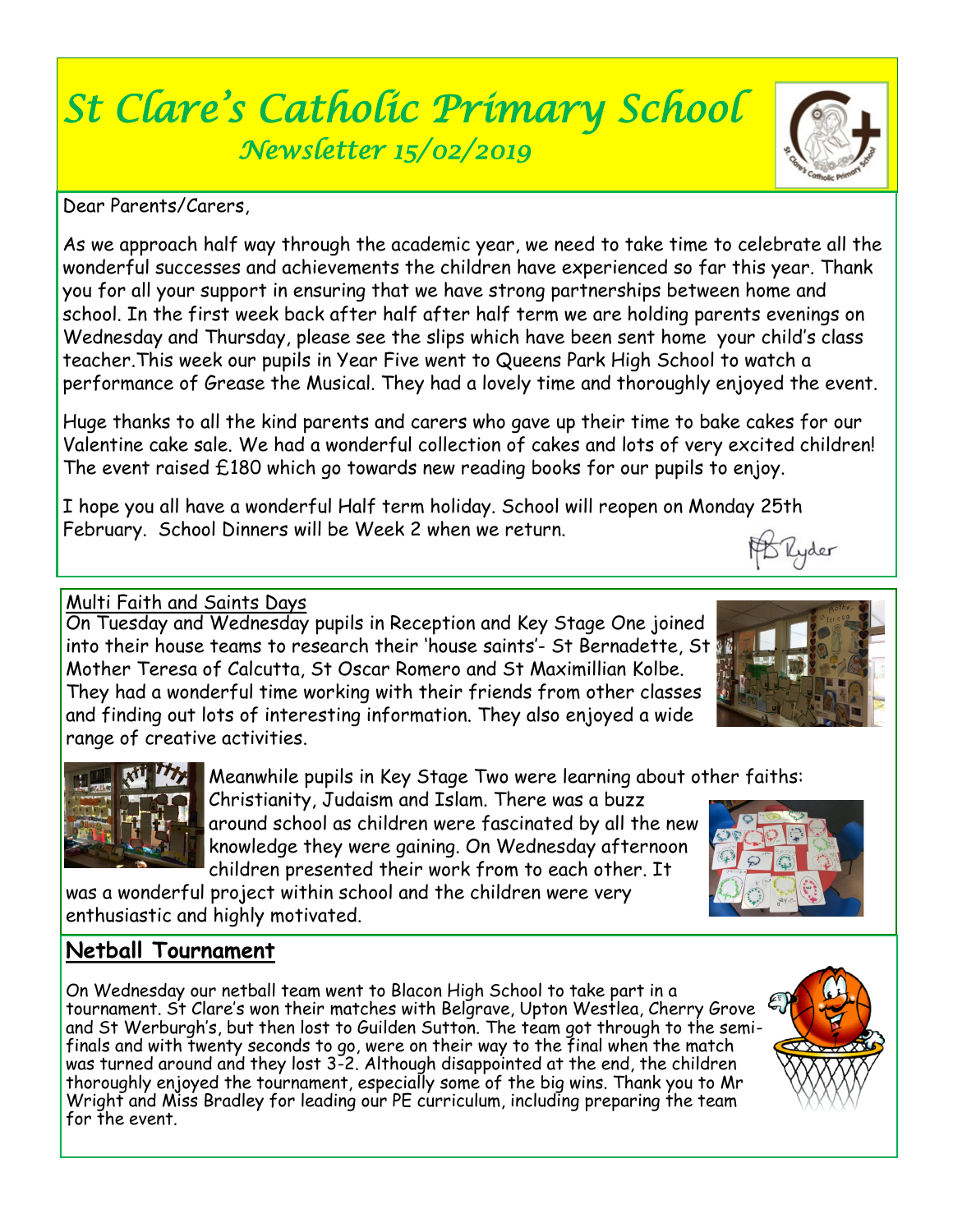# St Clare's Catholic Primary School

## Newsletter 15/02/2019

Dear Parents/Carers,

As we approach half way through the academic year, we need to take time to celebrate all the wonderful successes and achievements the children have experienced so far this year. Thank you for all your support in ensuring that we have strong partnerships between home and school. In the first week back after half after half term we are holding parents evenings on Wednesday and Thursday, please see the slips which have been sent home your child's class teacher.This week our pupils in Year Five went to Queens Park High School to watch a performance of Grease the Musical. They had a lovely time and thoroughly enjoyed the event.

Huge thanks to all the kind parents and carers who gave up their time to bake cakes for our Valentine cake sale. We had a wonderful collection of cakes and lots of very excited children! The event raised £180 which go towards new reading books for our pupils to enjoy.

I hope you all have a wonderful Half term holiday. School will reopen on Monday 25th February. School Dinners will be Week 2 when we return.

Ryder

## Multi Faith and Saints Days

On Tuesday and Wednesday pupils in Reception and Key Stage One joined into their house teams to research their 'house saints'- St Bernadette, St Mother Teresa of Calcutta, St Oscar Romero and St Maximillian Kolbe. They had a wonderful time working with their friends from other classes and finding out lots of interesting information. They also enjoyed a wide range of creative activities.

Meanwhile pupils in Key Stage Two were learning about other faiths: Christianity, Judaism and Islam. There was a buzz around school as children were fascinated by all the new knowledge they were gaining. On Wednesday afternoon children presented their work from to each other. It was a wonderful project within school and the children were very enthusiastic and highly motivated.

## Netball Tournament

On Wednesday our netball team went to Blacon High School to take part in a tournament. St Clare's won their matches with Belgrave, Upton Westlea, Cherry Grove and St Werburgh's, but then lost to Guilden Sutton. The team got through to the semi-finals and with twenty seconds to go, were on their way to the final when the match was turned around and they lost 3-2. Although disappointed at the end, the children thoroughly enjoyed the tournament, especially some of the big wins. Thank you to Mr Wright and Miss Bradley for leading our PE curriculum, including preparing the team for the event.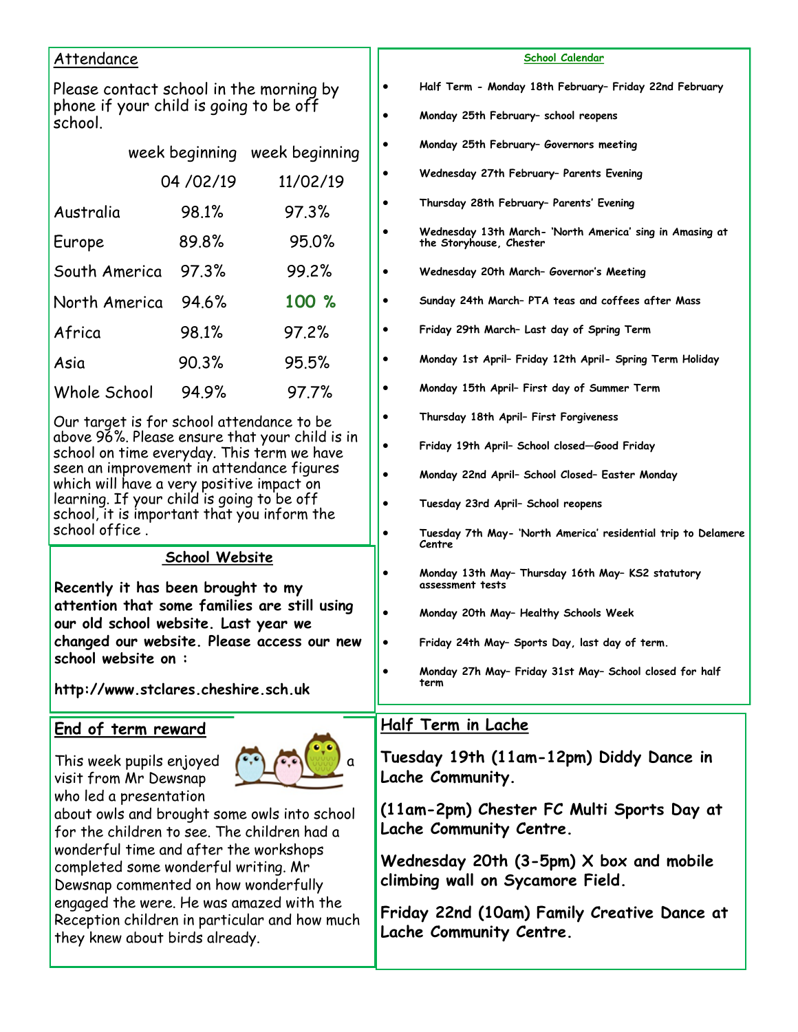## Attendance

Please contact school in the morning by phone if your child is going to be off school.

| | week beginning 04 /02/19 | week beginning 11/02/19 |
|---|---|---|
| Australia | 98.1% | 97.3% |
| Europe | 89.8% | 95.0% |
| South America | 97.3% | 99.2% |
| North America | 94.6% | **100 %** |
| Africa | 98.1% | 97.2% |
| Asia | 90.3% | 95.5% |
| Whole School | 94.9% | 97.7% |

Our target is for school attendance to be above 96%. Please ensure that your child is in school on time everyday. This term we have seen an improvement in attendance figures which will have a very positive impact on learning. If your child is going to be off school, it is important that you inform the school office .

## School Website

**Recently it has been brought to my attention that some families are still using our old school website. Last year we changed our website. Please access our new school website on :**

**http://www.stclares.cheshire.sch.uk**

## End of term reward

This week pupils enjoyed a visit from Mr Dewsnap who led a presentation about owls and brought some owls into school for the children to see. The children had a wonderful time and after the workshops completed some wonderful writing. Mr Dewsnap commented on how wonderfully engaged the were. He was amazed with the Reception children in particular and how much they knew about birds already.

## School Calendar

- Half Term - Monday 18th February– Friday 22nd February
- Monday 25th February– school reopens
- Monday 25th February– Governors meeting
- Wednesday 27th February– Parents Evening
- Thursday 28th February– Parents' Evening
- Wednesday 13th March- 'North America' sing in Amasing at the Storyhouse, Chester
- Wednesday 20th March– Governor's Meeting
- Sunday 24th March– PTA teas and coffees after Mass
- Friday 29th March– Last day of Spring Term
- Monday 1st April– Friday 12th April- Spring Term Holiday
- Monday 15th April– First day of Summer Term
- Thursday 18th April– First Forgiveness
- Friday 19th April– School closed—Good Friday
- Monday 22nd April– School Closed– Easter Monday
- Tuesday 23rd April– School reopens
- Tuesday 7th May- 'North America' residential trip to Delamere Centre
- Monday 13th May– Thursday 16th May– KS2 statutory assessment tests
- Monday 20th May– Healthy Schools Week
- Friday 24th May– Sports Day, last day of term.
- Monday 27h May– Friday 31st May– School closed for half term

## Half Term in Lache

**Tuesday 19th (11am-12pm) Diddy Dance in Lache Community.**

**(11am-2pm) Chester FC Multi Sports Day at Lache Community Centre.**

**Wednesday 20th (3-5pm) X box and mobile climbing wall on Sycamore Field.**

**Friday 22nd (10am) Family Creative Dance at Lache Community Centre.**